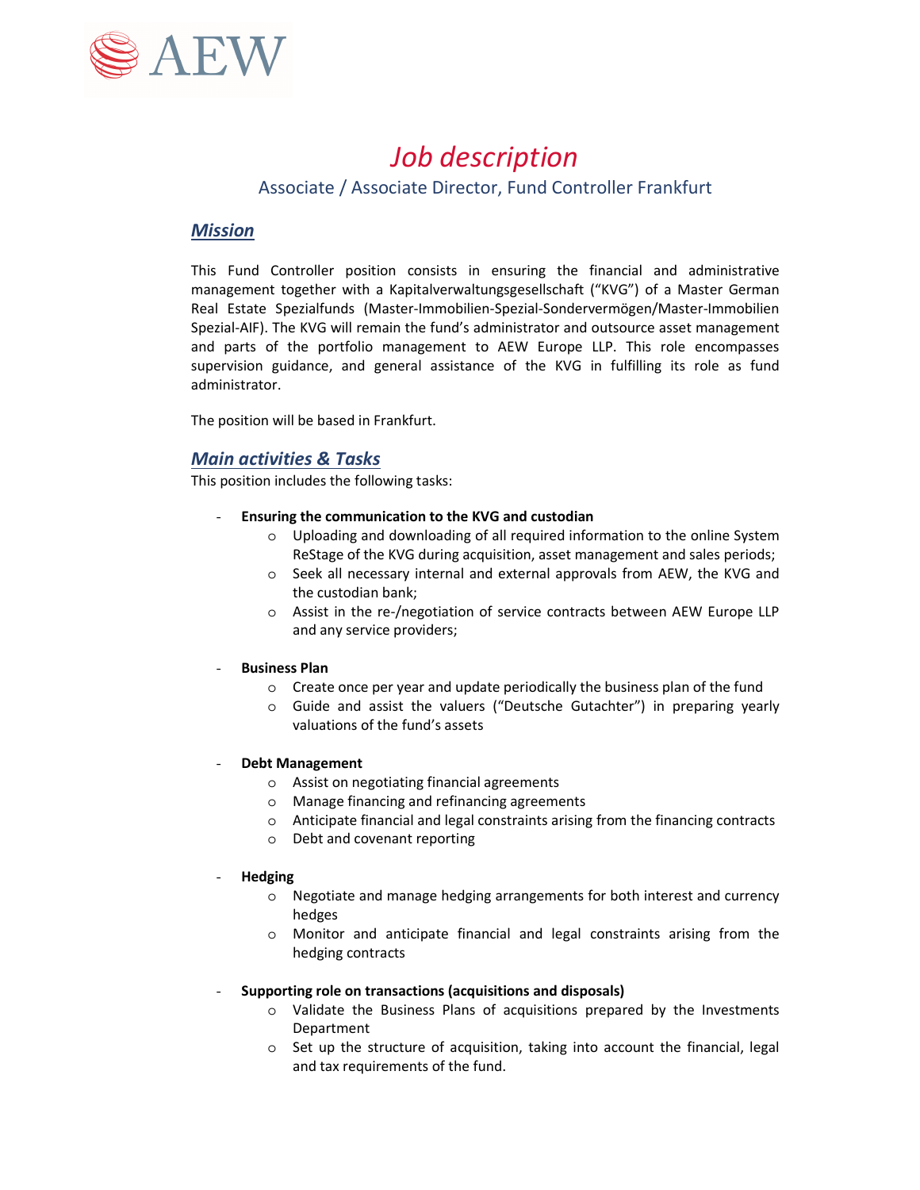# *Job description*

## Associate / Associate Director, Fund Controller Frankfurt

### ***Mission***

This Fund Controller position consists in ensuring the financial and administrative management together with a Kapitalverwaltungsgesellschaft ("KVG") of a Master German Real Estate Spezialfunds (Master-Immobilien-Spezial-Sondervermögen/Master-Immobilien Spezial-AIF). The KVG will remain the fund's administrator and outsource asset management and parts of the portfolio management to AEW Europe LLP. This role encompasses supervision guidance, and general assistance of the KVG in fulfilling its role as fund administrator.

The position will be based in Frankfurt.

### ***Main activities & Tasks***

This position includes the following tasks:

- **Ensuring the communication to the KVG and custodian**
  - Uploading and downloading of all required information to the online System ReStage of the KVG during acquisition, asset management and sales periods;
  - Seek all necessary internal and external approvals from AEW, the KVG and the custodian bank;
  - Assist in the re-/negotiation of service contracts between AEW Europe LLP and any service providers;

- **Business Plan**
  - Create once per year and update periodically the business plan of the fund
  - Guide and assist the valuers ("Deutsche Gutachter") in preparing yearly valuations of the fund's assets

- **Debt Management**
  - Assist on negotiating financial agreements
  - Manage financing and refinancing agreements
  - Anticipate financial and legal constraints arising from the financing contracts
  - Debt and covenant reporting

- **Hedging**
  - Negotiate and manage hedging arrangements for both interest and currency hedges
  - Monitor and anticipate financial and legal constraints arising from the hedging contracts

- **Supporting role on transactions (acquisitions and disposals)**
  - Validate the Business Plans of acquisitions prepared by the Investments Department
  - Set up the structure of acquisition, taking into account the financial, legal and tax requirements of the fund.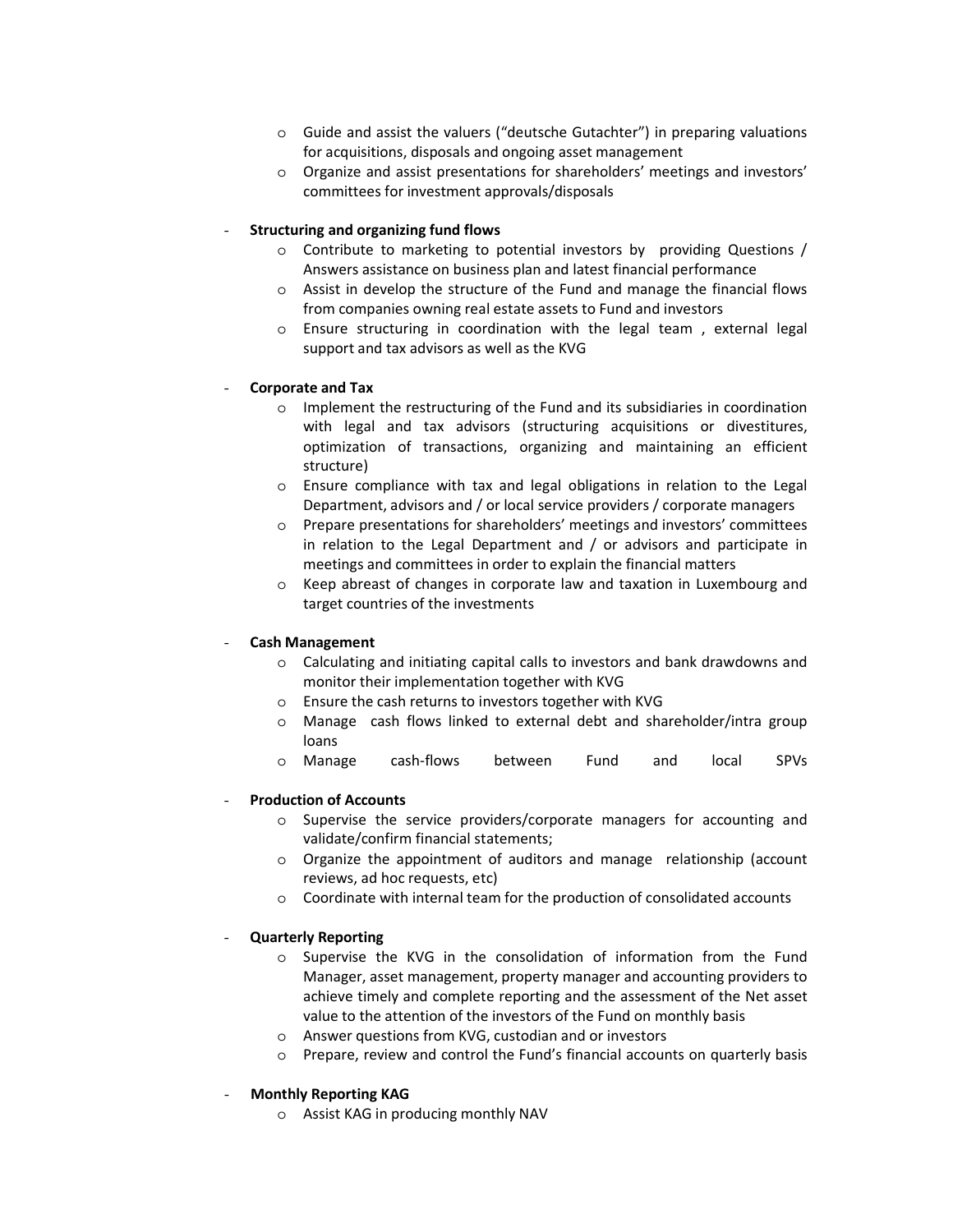- Guide and assist the valuers (“deutsche Gutachter”) in preparing valuations for acquisitions, disposals and ongoing asset management
- Organize and assist presentations for shareholders’ meetings and investors’ committees for investment approvals/disposals

- **Structuring and organizing fund flows**
  - Contribute to marketing to potential investors by providing Questions / Answers assistance on business plan and latest financial performance
  - Assist in develop the structure of the Fund and manage the financial flows from companies owning real estate assets to Fund and investors
  - Ensure structuring in coordination with the legal team , external legal support and tax advisors as well as the KVG

- **Corporate and Tax**
  - Implement the restructuring of the Fund and its subsidiaries in coordination with legal and tax advisors (structuring acquisitions or divestitures, optimization of transactions, organizing and maintaining an efficient structure)
  - Ensure compliance with tax and legal obligations in relation to the Legal Department, advisors and / or local service providers / corporate managers
  - Prepare presentations for shareholders’ meetings and investors’ committees in relation to the Legal Department and / or advisors and participate in meetings and committees in order to explain the financial matters
  - Keep abreast of changes in corporate law and taxation in Luxembourg and target countries of the investments

- **Cash Management**
  - Calculating and initiating capital calls to investors and bank drawdowns and monitor their implementation together with KVG
  - Ensure the cash returns to investors together with KVG
  - Manage cash flows linked to external debt and shareholder/intra group loans
  - Manage cash-flows between Fund and local SPVs

- **Production of Accounts**
  - Supervise the service providers/corporate managers for accounting and validate/confirm financial statements;
  - Organize the appointment of auditors and manage relationship (account reviews, ad hoc requests, etc)
  - Coordinate with internal team for the production of consolidated accounts

- **Quarterly Reporting**
  - Supervise the KVG in the consolidation of information from the Fund Manager, asset management, property manager and accounting providers to achieve timely and complete reporting and the assessment of the Net asset value to the attention of the investors of the Fund on monthly basis
  - Answer questions from KVG, custodian and or investors
  - Prepare, review and control the Fund’s financial accounts on quarterly basis

- **Monthly Reporting KAG**
  - Assist KAG in producing monthly NAV